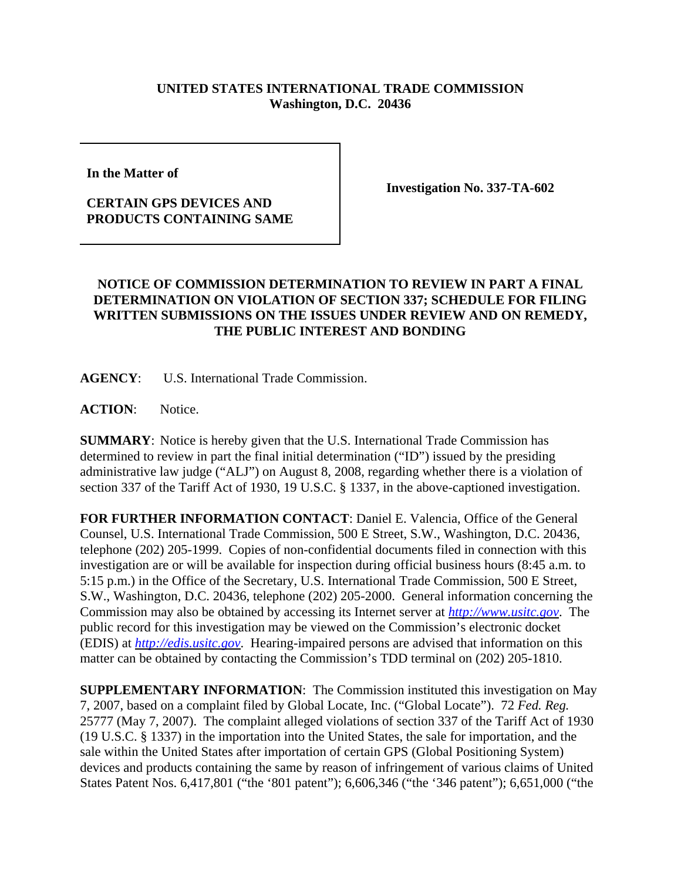**UNITED STATES INTERNATIONAL TRADE COMMISSION**
**Washington, D.C. 20436**

| In the Matter of<br><br>**CERTAIN GPS DEVICES AND PRODUCTS CONTAINING SAME** | **Investigation No. 337-TA-602** |
|---|---|

**NOTICE OF COMMISSION DETERMINATION TO REVIEW IN PART A FINAL DETERMINATION ON VIOLATION OF SECTION 337; SCHEDULE FOR FILING WRITTEN SUBMISSIONS ON THE ISSUES UNDER REVIEW AND ON REMEDY, THE PUBLIC INTEREST AND BONDING**

**AGENCY**: U.S. International Trade Commission.

**ACTION**: Notice.

**SUMMARY**: Notice is hereby given that the U.S. International Trade Commission has determined to review in part the final initial determination ("ID") issued by the presiding administrative law judge ("ALJ") on August 8, 2008, regarding whether there is a violation of section 337 of the Tariff Act of 1930, 19 U.S.C. § 1337, in the above-captioned investigation.

**FOR FURTHER INFORMATION CONTACT**: Daniel E. Valencia, Office of the General Counsel, U.S. International Trade Commission, 500 E Street, S.W., Washington, D.C. 20436, telephone (202) 205-1999. Copies of non-confidential documents filed in connection with this investigation are or will be available for inspection during official business hours (8:45 a.m. to 5:15 p.m.) in the Office of the Secretary, U.S. International Trade Commission, 500 E Street, S.W., Washington, D.C. 20436, telephone (202) 205-2000. General information concerning the Commission may also be obtained by accessing its Internet server at *http://www.usitc.gov*. The public record for this investigation may be viewed on the Commission's electronic docket (EDIS) at *http://edis.usitc.gov*. Hearing-impaired persons are advised that information on this matter can be obtained by contacting the Commission's TDD terminal on (202) 205-1810.

**SUPPLEMENTARY INFORMATION**: The Commission instituted this investigation on May 7, 2007, based on a complaint filed by Global Locate, Inc. ("Global Locate"). 72 *Fed. Reg.* 25777 (May 7, 2007). The complaint alleged violations of section 337 of the Tariff Act of 1930 (19 U.S.C. § 1337) in the importation into the United States, the sale for importation, and the sale within the United States after importation of certain GPS (Global Positioning System) devices and products containing the same by reason of infringement of various claims of United States Patent Nos. 6,417,801 ("the '801 patent"); 6,606,346 ("the '346 patent"); 6,651,000 ("the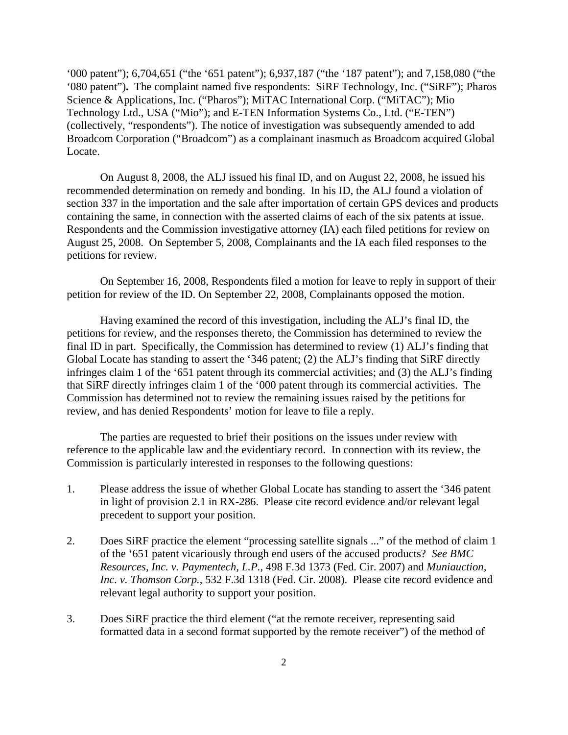'000 patent"); 6,704,651 ("the '651 patent"); 6,937,187 ("the '187 patent"); and 7,158,080 ("the '080 patent")**.** The complaint named five respondents: SiRF Technology, Inc. ("SiRF"); Pharos Science & Applications, Inc. ("Pharos"); MiTAC International Corp. ("MiTAC"); Mio Technology Ltd., USA ("Mio"); and E-TEN Information Systems Co., Ltd. ("E-TEN") (collectively, "respondents"). The notice of investigation was subsequently amended to add Broadcom Corporation ("Broadcom") as a complainant inasmuch as Broadcom acquired Global Locate.

On August 8, 2008, the ALJ issued his final ID, and on August 22, 2008, he issued his recommended determination on remedy and bonding. In his ID, the ALJ found a violation of section 337 in the importation and the sale after importation of certain GPS devices and products containing the same, in connection with the asserted claims of each of the six patents at issue. Respondents and the Commission investigative attorney (IA) each filed petitions for review on August 25, 2008. On September 5, 2008, Complainants and the IA each filed responses to the petitions for review.

On September 16, 2008, Respondents filed a motion for leave to reply in support of their petition for review of the ID. On September 22, 2008, Complainants opposed the motion.

Having examined the record of this investigation, including the ALJ's final ID, the petitions for review, and the responses thereto, the Commission has determined to review the final ID in part. Specifically, the Commission has determined to review (1) ALJ's finding that Global Locate has standing to assert the '346 patent; (2) the ALJ's finding that SiRF directly infringes claim 1 of the '651 patent through its commercial activities; and (3) the ALJ's finding that SiRF directly infringes claim 1 of the '000 patent through its commercial activities. The Commission has determined not to review the remaining issues raised by the petitions for review, and has denied Respondents' motion for leave to file a reply.

The parties are requested to brief their positions on the issues under review with reference to the applicable law and the evidentiary record. In connection with its review, the Commission is particularly interested in responses to the following questions:

1. Please address the issue of whether Global Locate has standing to assert the '346 patent in light of provision 2.1 in RX-286. Please cite record evidence and/or relevant legal precedent to support your position.

2. Does SiRF practice the element "processing satellite signals ..." of the method of claim 1 of the '651 patent vicariously through end users of the accused products? *See BMC Resources, Inc. v. Paymentech, L.P.*, 498 F.3d 1373 (Fed. Cir. 2007) and *Muniauction, Inc. v. Thomson Corp.*, 532 F.3d 1318 (Fed. Cir. 2008). Please cite record evidence and relevant legal authority to support your position.

3. Does SiRF practice the third element ("at the remote receiver, representing said formatted data in a second format supported by the remote receiver") of the method of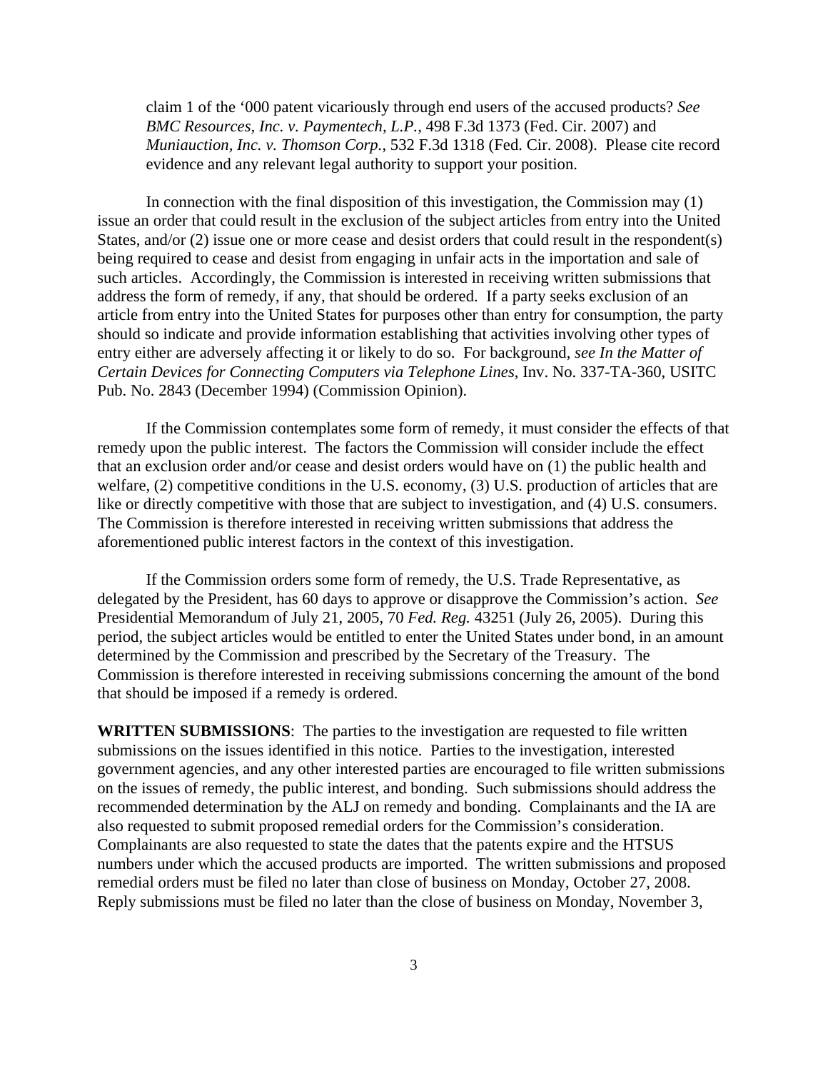claim 1 of the '000 patent vicariously through end users of the accused products? *See BMC Resources, Inc. v. Paymentech, L.P.*, 498 F.3d 1373 (Fed. Cir. 2007) and *Muniauction, Inc. v. Thomson Corp.*, 532 F.3d 1318 (Fed. Cir. 2008). Please cite record evidence and any relevant legal authority to support your position.

In connection with the final disposition of this investigation, the Commission may (1) issue an order that could result in the exclusion of the subject articles from entry into the United States, and/or (2) issue one or more cease and desist orders that could result in the respondent(s) being required to cease and desist from engaging in unfair acts in the importation and sale of such articles. Accordingly, the Commission is interested in receiving written submissions that address the form of remedy, if any, that should be ordered. If a party seeks exclusion of an article from entry into the United States for purposes other than entry for consumption, the party should so indicate and provide information establishing that activities involving other types of entry either are adversely affecting it or likely to do so. For background, *see In the Matter of Certain Devices for Connecting Computers via Telephone Lines*, Inv. No. 337-TA-360, USITC Pub. No. 2843 (December 1994) (Commission Opinion).

If the Commission contemplates some form of remedy, it must consider the effects of that remedy upon the public interest. The factors the Commission will consider include the effect that an exclusion order and/or cease and desist orders would have on (1) the public health and welfare, (2) competitive conditions in the U.S. economy, (3) U.S. production of articles that are like or directly competitive with those that are subject to investigation, and (4) U.S. consumers. The Commission is therefore interested in receiving written submissions that address the aforementioned public interest factors in the context of this investigation.

If the Commission orders some form of remedy, the U.S. Trade Representative, as delegated by the President, has 60 days to approve or disapprove the Commission's action. *See* Presidential Memorandum of July 21, 2005, 70 *Fed. Reg.* 43251 (July 26, 2005). During this period, the subject articles would be entitled to enter the United States under bond, in an amount determined by the Commission and prescribed by the Secretary of the Treasury. The Commission is therefore interested in receiving submissions concerning the amount of the bond that should be imposed if a remedy is ordered.

**WRITTEN SUBMISSIONS**: The parties to the investigation are requested to file written submissions on the issues identified in this notice. Parties to the investigation, interested government agencies, and any other interested parties are encouraged to file written submissions on the issues of remedy, the public interest, and bonding. Such submissions should address the recommended determination by the ALJ on remedy and bonding. Complainants and the IA are also requested to submit proposed remedial orders for the Commission's consideration. Complainants are also requested to state the dates that the patents expire and the HTSUS numbers under which the accused products are imported. The written submissions and proposed remedial orders must be filed no later than close of business on Monday, October 27, 2008. Reply submissions must be filed no later than the close of business on Monday, November 3,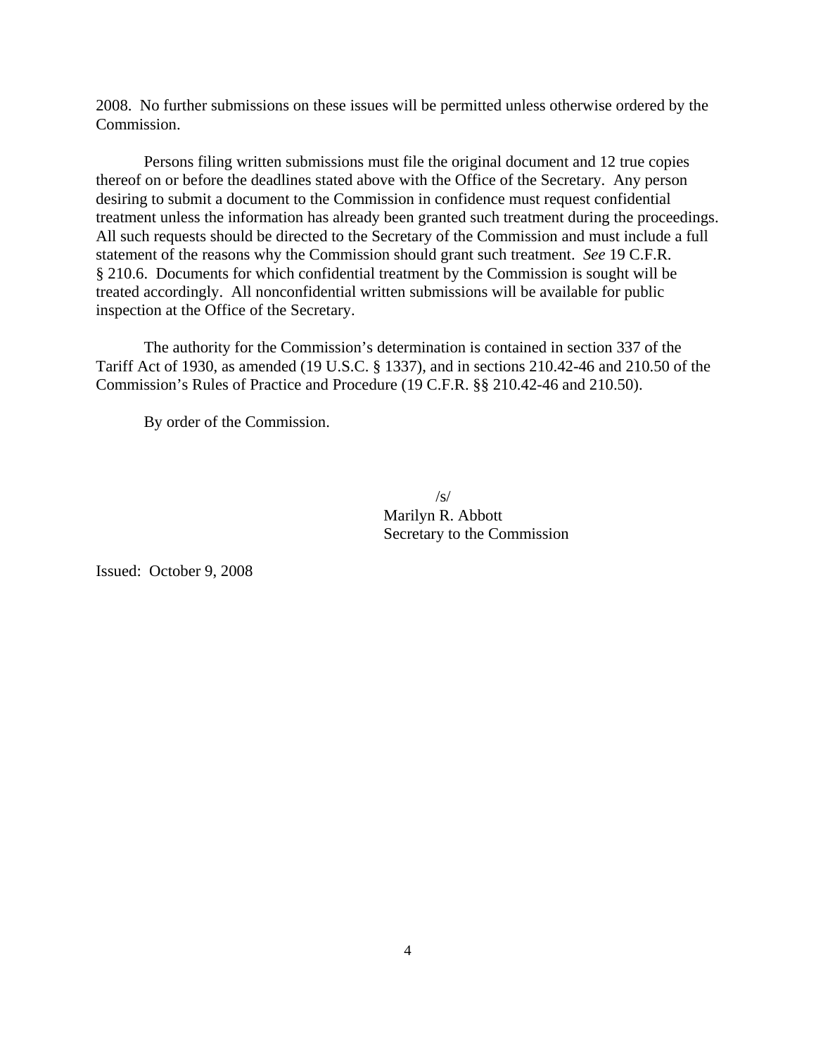2008. No further submissions on these issues will be permitted unless otherwise ordered by the Commission.

Persons filing written submissions must file the original document and 12 true copies thereof on or before the deadlines stated above with the Office of the Secretary. Any person desiring to submit a document to the Commission in confidence must request confidential treatment unless the information has already been granted such treatment during the proceedings. All such requests should be directed to the Secretary of the Commission and must include a full statement of the reasons why the Commission should grant such treatment. *See* 19 C.F.R. § 210.6. Documents for which confidential treatment by the Commission is sought will be treated accordingly. All nonconfidential written submissions will be available for public inspection at the Office of the Secretary.

The authority for the Commission's determination is contained in section 337 of the Tariff Act of 1930, as amended (19 U.S.C. § 1337), and in sections 210.42-46 and 210.50 of the Commission's Rules of Practice and Procedure (19 C.F.R. §§ 210.42-46 and 210.50).

By order of the Commission.

/s/
Marilyn R. Abbott
Secretary to the Commission

Issued: October 9, 2008